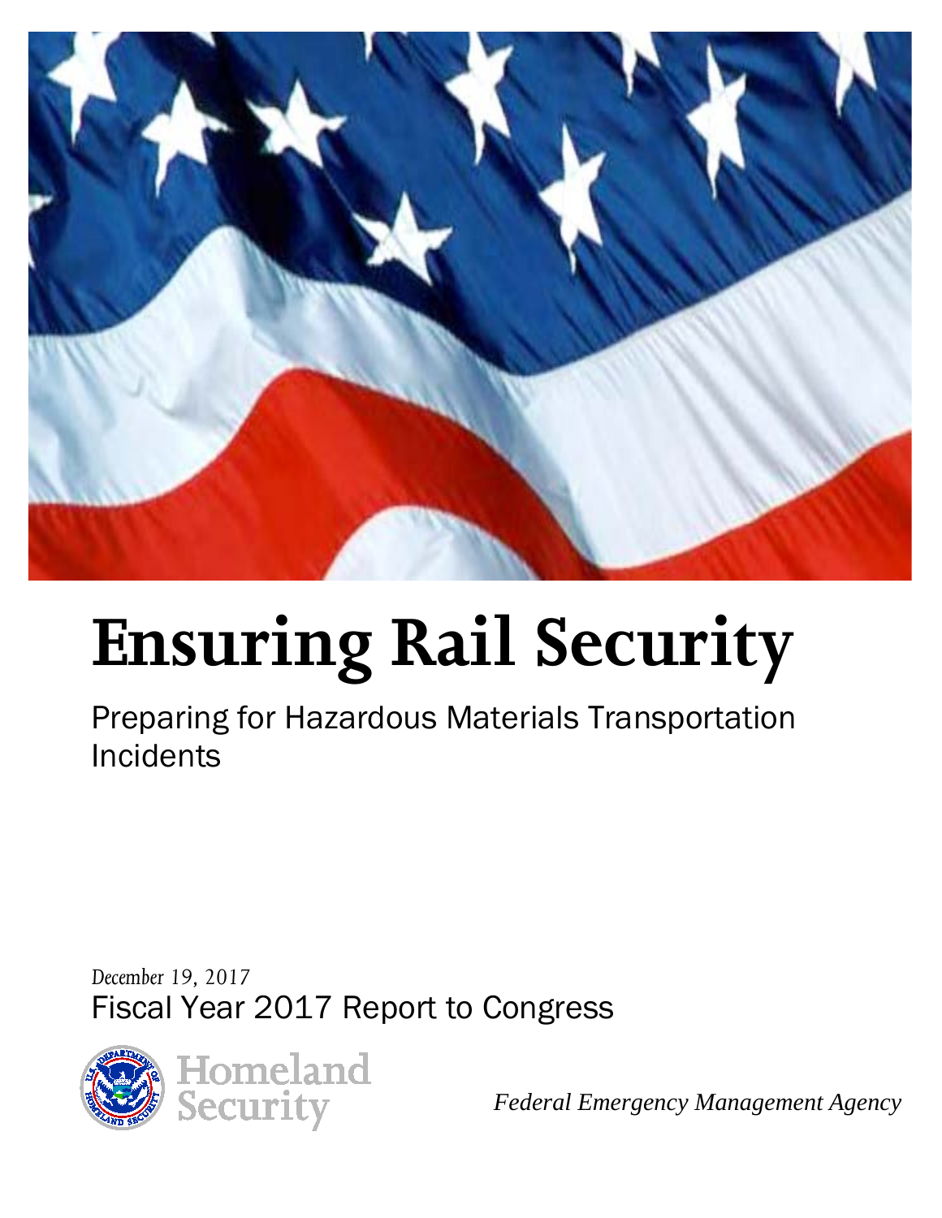# Ensuring Rail Security

Preparing for Hazardous Materials Transportation Incidents

*December 19, 2017*

Fiscal Year 2017 Report to Congress

Homeland Security

*Federal Emergency Management Agency*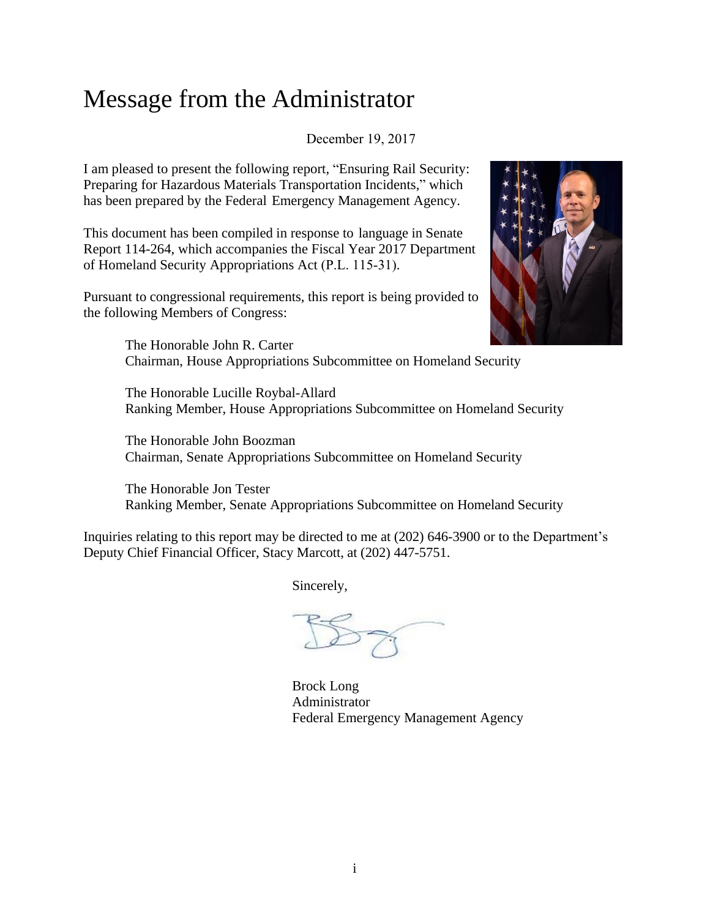# Message from the Administrator

December 19, 2017

I am pleased to present the following report, "Ensuring Rail Security: Preparing for Hazardous Materials Transportation Incidents," which has been prepared by the Federal Emergency Management Agency.

This document has been compiled in response to language in Senate Report 114-264, which accompanies the Fiscal Year 2017 Department of Homeland Security Appropriations Act (P.L. 115-31).

Pursuant to congressional requirements, this report is being provided to the following Members of Congress:

The Honorable John R. Carter
Chairman, House Appropriations Subcommittee on Homeland Security

The Honorable Lucille Roybal-Allard
Ranking Member, House Appropriations Subcommittee on Homeland Security

The Honorable John Boozman
Chairman, Senate Appropriations Subcommittee on Homeland Security

The Honorable Jon Tester
Ranking Member, Senate Appropriations Subcommittee on Homeland Security

Inquiries relating to this report may be directed to me at (202) 646-3900 or to the Department's Deputy Chief Financial Officer, Stacy Marcott, at (202) 447-5751.

Sincerely,

Brock Long
Administrator
Federal Emergency Management Agency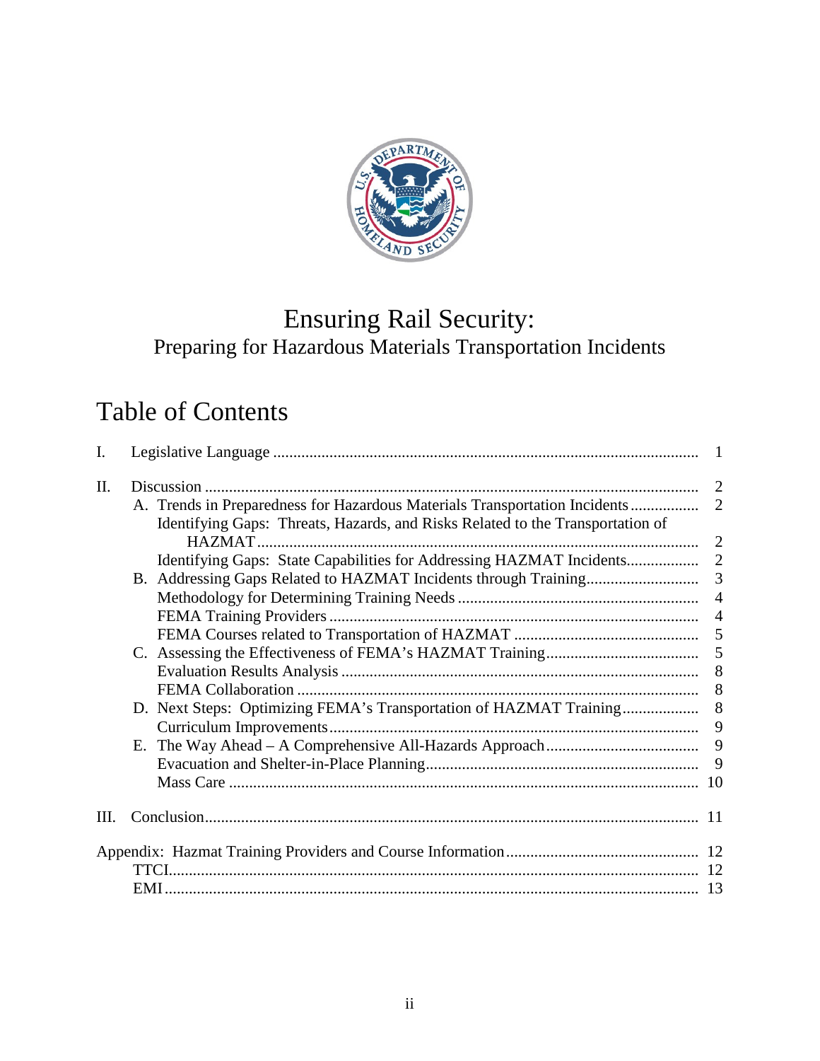# Ensuring Rail Security:
## Preparing for Hazardous Materials Transportation Incidents

## Table of Contents

| | | |
|---|---|---|
| I. | Legislative Language | 1 |
| II. | Discussion | 2 |
| | A. Trends in Preparedness for Hazardous Materials Transportation Incidents | 2 |
| | Identifying Gaps: Threats, Hazards, and Risks Related to the Transportation of HAZMAT | 2 |
| | Identifying Gaps: State Capabilities for Addressing HAZMAT Incidents | 2 |
| | B. Addressing Gaps Related to HAZMAT Incidents through Training | 3 |
| | Methodology for Determining Training Needs | 4 |
| | FEMA Training Providers | 4 |
| | FEMA Courses related to Transportation of HAZMAT | 5 |
| | C. Assessing the Effectiveness of FEMA's HAZMAT Training | 5 |
| | Evaluation Results Analysis | 8 |
| | FEMA Collaboration | 8 |
| | D. Next Steps: Optimizing FEMA's Transportation of HAZMAT Training | 8 |
| | Curriculum Improvements | 9 |
| | E. The Way Ahead – A Comprehensive All-Hazards Approach | 9 |
| | Evacuation and Shelter-in-Place Planning | 9 |
| | Mass Care | 10 |
| III. | Conclusion | 11 |
| Appendix: | Hazmat Training Providers and Course Information | 12 |
| | TTCI | 12 |
| | EMI | 13 |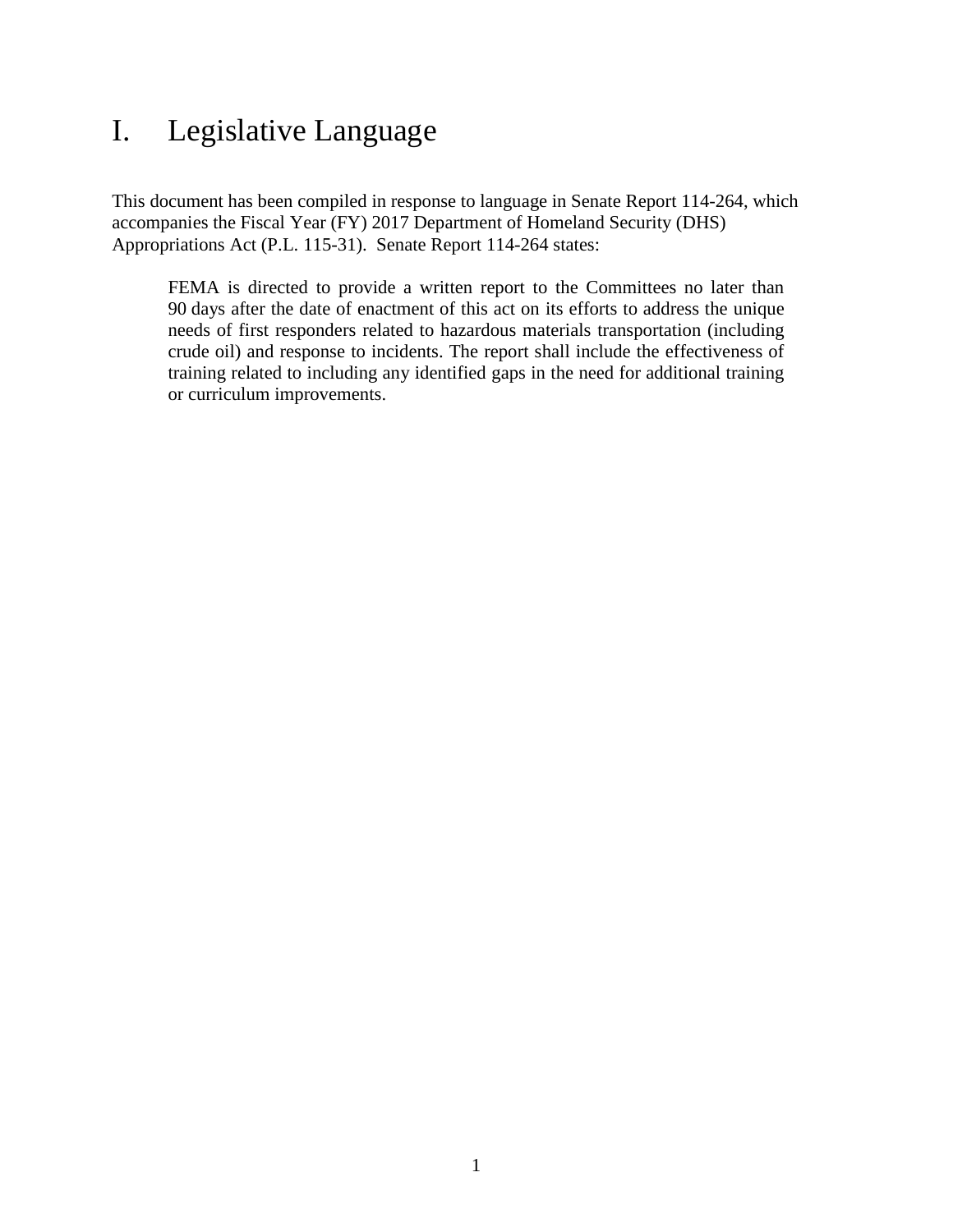# I. Legislative Language

This document has been compiled in response to language in Senate Report 114-264, which accompanies the Fiscal Year (FY) 2017 Department of Homeland Security (DHS) Appropriations Act (P.L. 115-31). Senate Report 114-264 states:

> FEMA is directed to provide a written report to the Committees no later than 90 days after the date of enactment of this act on its efforts to address the unique needs of first responders related to hazardous materials transportation (including crude oil) and response to incidents. The report shall include the effectiveness of training related to including any identified gaps in the need for additional training or curriculum improvements.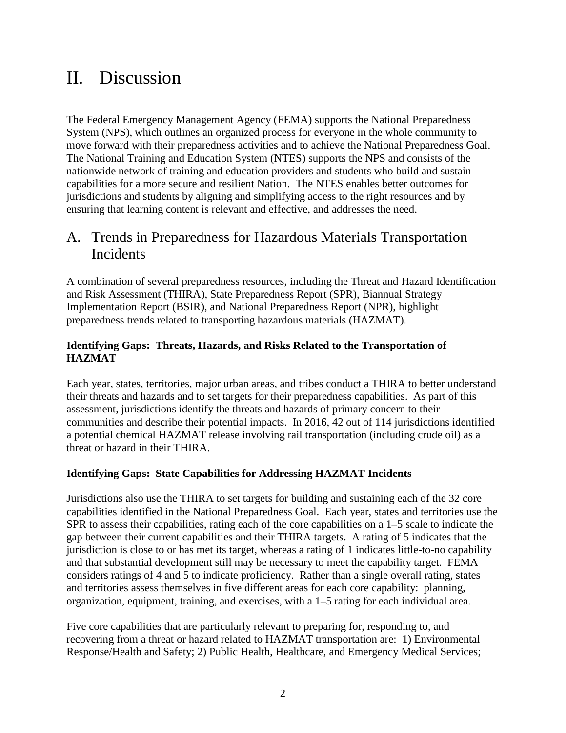# II. Discussion

The Federal Emergency Management Agency (FEMA) supports the National Preparedness System (NPS), which outlines an organized process for everyone in the whole community to move forward with their preparedness activities and to achieve the National Preparedness Goal. The National Training and Education System (NTES) supports the NPS and consists of the nationwide network of training and education providers and students who build and sustain capabilities for a more secure and resilient Nation. The NTES enables better outcomes for jurisdictions and students by aligning and simplifying access to the right resources and by ensuring that learning content is relevant and effective, and addresses the need.

## A. Trends in Preparedness for Hazardous Materials Transportation Incidents

A combination of several preparedness resources, including the Threat and Hazard Identification and Risk Assessment (THIRA), State Preparedness Report (SPR), Biannual Strategy Implementation Report (BSIR), and National Preparedness Report (NPR), highlight preparedness trends related to transporting hazardous materials (HAZMAT).

**Identifying Gaps: Threats, Hazards, and Risks Related to the Transportation of HAZMAT**

Each year, states, territories, major urban areas, and tribes conduct a THIRA to better understand their threats and hazards and to set targets for their preparedness capabilities. As part of this assessment, jurisdictions identify the threats and hazards of primary concern to their communities and describe their potential impacts. In 2016, 42 out of 114 jurisdictions identified a potential chemical HAZMAT release involving rail transportation (including crude oil) as a threat or hazard in their THIRA.

**Identifying Gaps: State Capabilities for Addressing HAZMAT Incidents**

Jurisdictions also use the THIRA to set targets for building and sustaining each of the 32 core capabilities identified in the National Preparedness Goal. Each year, states and territories use the SPR to assess their capabilities, rating each of the core capabilities on a 1–5 scale to indicate the gap between their current capabilities and their THIRA targets. A rating of 5 indicates that the jurisdiction is close to or has met its target, whereas a rating of 1 indicates little-to-no capability and that substantial development still may be necessary to meet the capability target. FEMA considers ratings of 4 and 5 to indicate proficiency. Rather than a single overall rating, states and territories assess themselves in five different areas for each core capability: planning, organization, equipment, training, and exercises, with a 1–5 rating for each individual area.

Five core capabilities that are particularly relevant to preparing for, responding to, and recovering from a threat or hazard related to HAZMAT transportation are: 1) Environmental Response/Health and Safety; 2) Public Health, Healthcare, and Emergency Medical Services;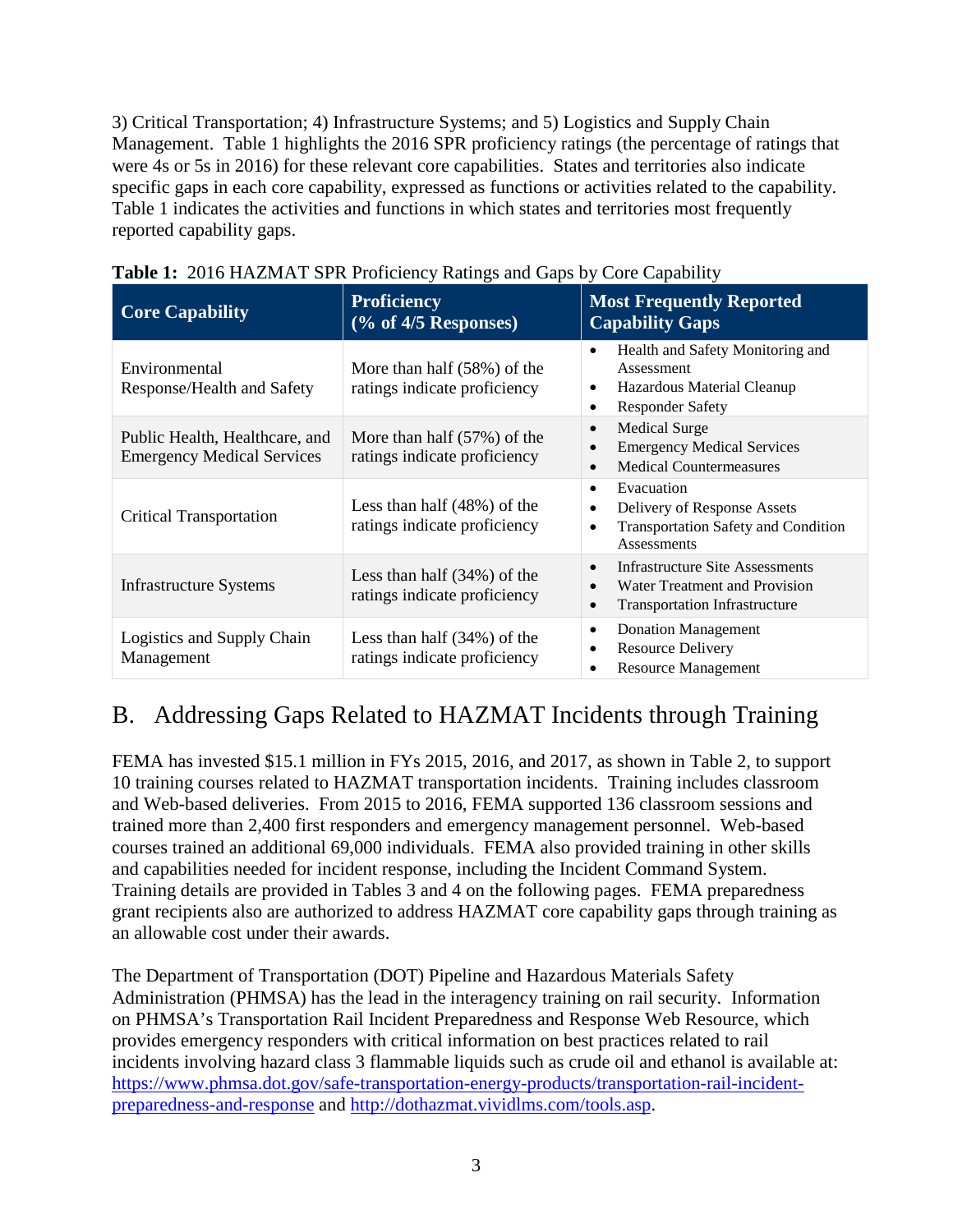3) Critical Transportation; 4) Infrastructure Systems; and 5) Logistics and Supply Chain Management. Table 1 highlights the 2016 SPR proficiency ratings (the percentage of ratings that were 4s or 5s in 2016) for these relevant core capabilities. States and territories also indicate specific gaps in each core capability, expressed as functions or activities related to the capability. Table 1 indicates the activities and functions in which states and territories most frequently reported capability gaps.

**Table 1:** 2016 HAZMAT SPR Proficiency Ratings and Gaps by Core Capability

| Core Capability | Proficiency (% of 4/5 Responses) | Most Frequently Reported Capability Gaps |
|---|---|---|
| Environmental Response/Health and Safety | More than half (58%) of the ratings indicate proficiency | • Health and Safety Monitoring and Assessment<br>• Hazardous Material Cleanup<br>• Responder Safety |
| Public Health, Healthcare, and Emergency Medical Services | More than half (57%) of the ratings indicate proficiency | • Medical Surge<br>• Emergency Medical Services<br>• Medical Countermeasures |
| Critical Transportation | Less than half (48%) of the ratings indicate proficiency | • Evacuation<br>• Delivery of Response Assets<br>• Transportation Safety and Condition Assessments |
| Infrastructure Systems | Less than half (34%) of the ratings indicate proficiency | • Infrastructure Site Assessments<br>• Water Treatment and Provision<br>• Transportation Infrastructure |
| Logistics and Supply Chain Management | Less than half (34%) of the ratings indicate proficiency | • Donation Management<br>• Resource Delivery<br>• Resource Management |

## B. Addressing Gaps Related to HAZMAT Incidents through Training

FEMA has invested $15.1 million in FYs 2015, 2016, and 2017, as shown in Table 2, to support 10 training courses related to HAZMAT transportation incidents. Training includes classroom and Web-based deliveries. From 2015 to 2016, FEMA supported 136 classroom sessions and trained more than 2,400 first responders and emergency management personnel. Web-based courses trained an additional 69,000 individuals. FEMA also provided training in other skills and capabilities needed for incident response, including the Incident Command System. Training details are provided in Tables 3 and 4 on the following pages. FEMA preparedness grant recipients also are authorized to address HAZMAT core capability gaps through training as an allowable cost under their awards.

The Department of Transportation (DOT) Pipeline and Hazardous Materials Safety Administration (PHMSA) has the lead in the interagency training on rail security. Information on PHMSA's Transportation Rail Incident Preparedness and Response Web Resource, which provides emergency responders with critical information on best practices related to rail incidents involving hazard class 3 flammable liquids such as crude oil and ethanol is available at: https://www.phmsa.dot.gov/safe-transportation-energy-products/transportation-rail-incident-preparedness-and-response and http://dothazmat.vividlms.com/tools.asp.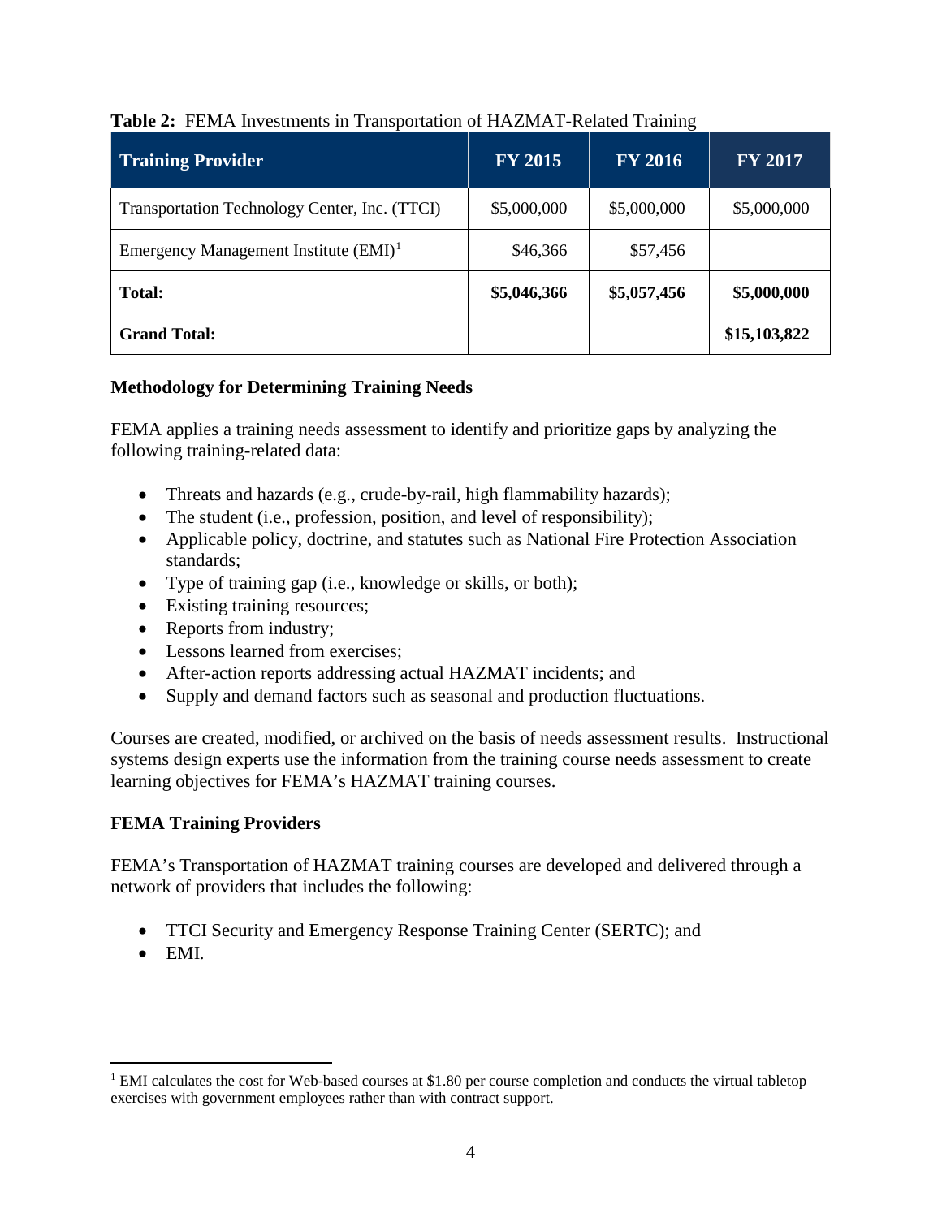**Table 2:** FEMA Investments in Transportation of HAZMAT-Related Training

| Training Provider | FY 2015 | FY 2016 | FY 2017 |
|---|---|---|---|
| Transportation Technology Center, Inc. (TTCI) | $5,000,000 | $5,000,000 | $5,000,000 |
| Emergency Management Institute (EMI)[1] | $46,366 | $57,456 | |
| **Total:** | **$5,046,366** | **$5,057,456** | **$5,000,000** |
| **Grand Total:** | | | **$15,103,822** |

**Methodology for Determining Training Needs**

FEMA applies a training needs assessment to identify and prioritize gaps by analyzing the following training-related data:

- Threats and hazards (e.g., crude-by-rail, high flammability hazards);
- The student (i.e., profession, position, and level of responsibility);
- Applicable policy, doctrine, and statutes such as National Fire Protection Association standards;
- Type of training gap (i.e., knowledge or skills, or both);
- Existing training resources;
- Reports from industry;
- Lessons learned from exercises;
- After-action reports addressing actual HAZMAT incidents; and
- Supply and demand factors such as seasonal and production fluctuations.

Courses are created, modified, or archived on the basis of needs assessment results. Instructional systems design experts use the information from the training course needs assessment to create learning objectives for FEMA's HAZMAT training courses.

**FEMA Training Providers**

FEMA's Transportation of HAZMAT training courses are developed and delivered through a network of providers that includes the following:

- TTCI Security and Emergency Response Training Center (SERTC); and
- EMI.

[1] EMI calculates the cost for Web-based courses at $1.80 per course completion and conducts the virtual tabletop exercises with government employees rather than with contract support.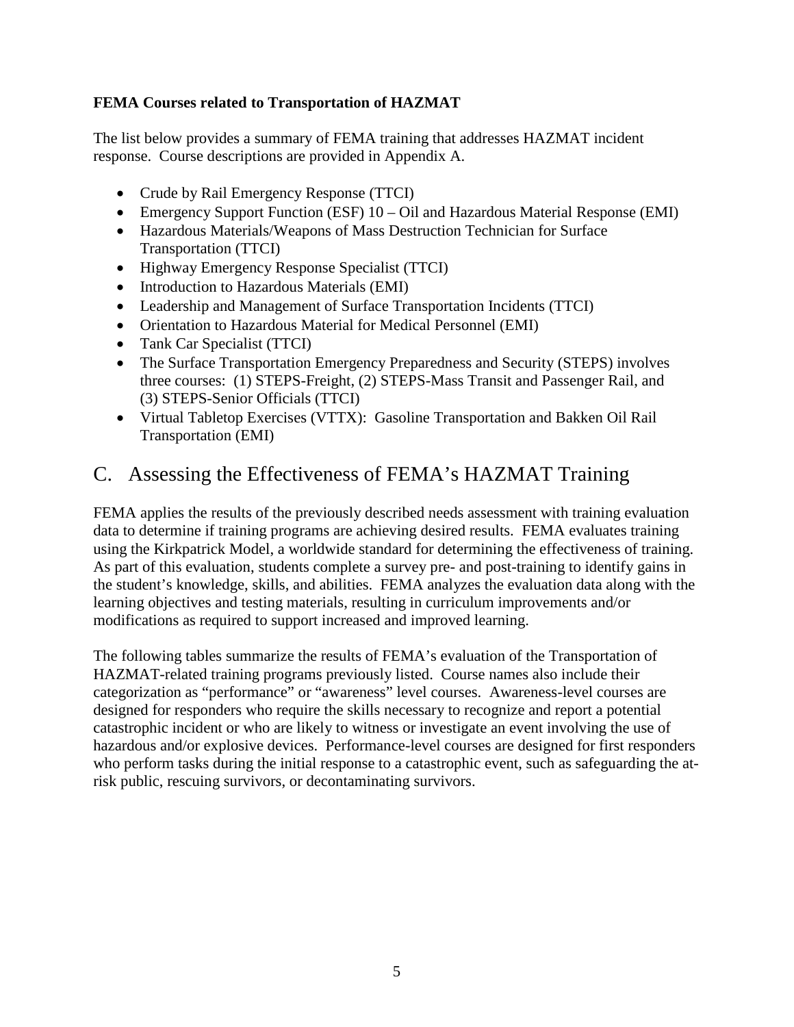**FEMA Courses related to Transportation of HAZMAT**

The list below provides a summary of FEMA training that addresses HAZMAT incident response. Course descriptions are provided in Appendix A.

- Crude by Rail Emergency Response (TTCI)
- Emergency Support Function (ESF) 10 – Oil and Hazardous Material Response (EMI)
- Hazardous Materials/Weapons of Mass Destruction Technician for Surface Transportation (TTCI)
- Highway Emergency Response Specialist (TTCI)
- Introduction to Hazardous Materials (EMI)
- Leadership and Management of Surface Transportation Incidents (TTCI)
- Orientation to Hazardous Material for Medical Personnel (EMI)
- Tank Car Specialist (TTCI)
- The Surface Transportation Emergency Preparedness and Security (STEPS) involves three courses: (1) STEPS-Freight, (2) STEPS-Mass Transit and Passenger Rail, and (3) STEPS-Senior Officials (TTCI)
- Virtual Tabletop Exercises (VTTX): Gasoline Transportation and Bakken Oil Rail Transportation (EMI)

## C. Assessing the Effectiveness of FEMA's HAZMAT Training

FEMA applies the results of the previously described needs assessment with training evaluation data to determine if training programs are achieving desired results. FEMA evaluates training using the Kirkpatrick Model, a worldwide standard for determining the effectiveness of training. As part of this evaluation, students complete a survey pre- and post-training to identify gains in the student's knowledge, skills, and abilities. FEMA analyzes the evaluation data along with the learning objectives and testing materials, resulting in curriculum improvements and/or modifications as required to support increased and improved learning.

The following tables summarize the results of FEMA's evaluation of the Transportation of HAZMAT-related training programs previously listed. Course names also include their categorization as "performance" or "awareness" level courses. Awareness-level courses are designed for responders who require the skills necessary to recognize and report a potential catastrophic incident or who are likely to witness or investigate an event involving the use of hazardous and/or explosive devices. Performance-level courses are designed for first responders who perform tasks during the initial response to a catastrophic event, such as safeguarding the at-risk public, rescuing survivors, or decontaminating survivors.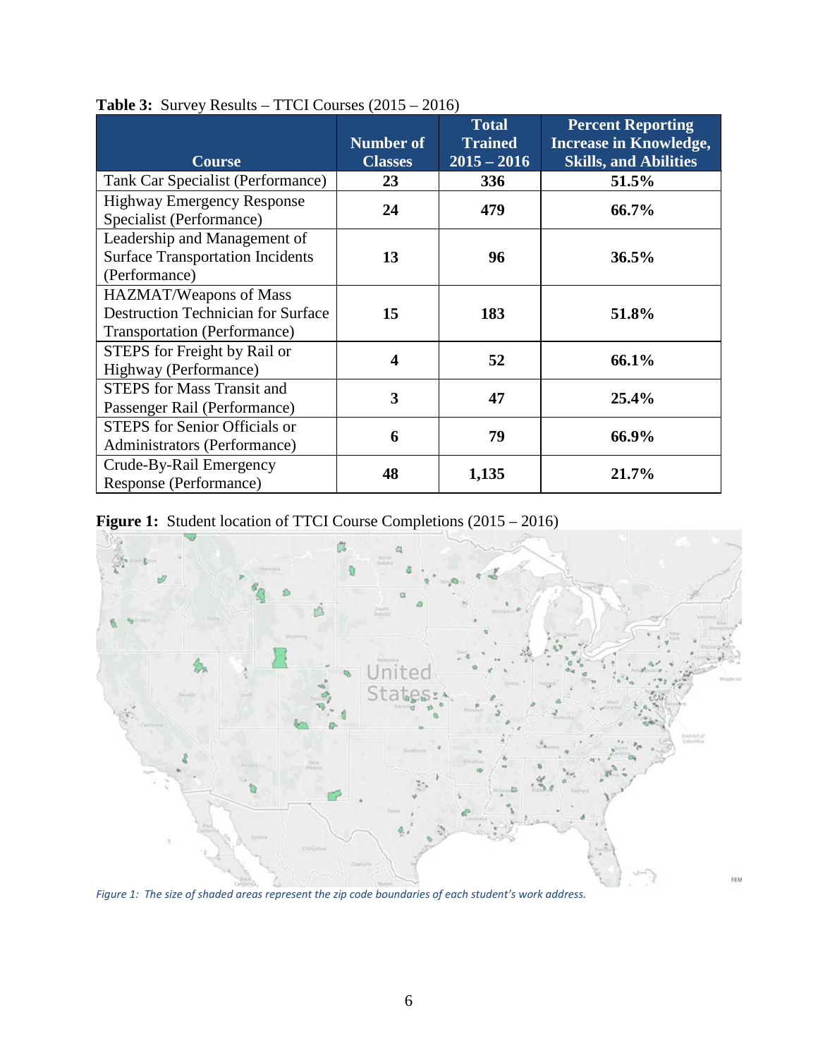**Table 3:** Survey Results – TTCI Courses (2015 – 2016)

| Course | Number of Classes | Total Trained 2015 – 2016 | Percent Reporting Increase in Knowledge, Skills, and Abilities |
|---|---|---|---|
| Tank Car Specialist (Performance) | **23** | **336** | **51.5%** |
| Highway Emergency Response Specialist (Performance) | **24** | **479** | **66.7%** |
| Leadership and Management of Surface Transportation Incidents (Performance) | **13** | **96** | **36.5%** |
| HAZMAT/Weapons of Mass Destruction Technician for Surface Transportation (Performance) | **15** | **183** | **51.8%** |
| STEPS for Freight by Rail or Highway (Performance) | **4** | **52** | **66.1%** |
| STEPS for Mass Transit and Passenger Rail (Performance) | **3** | **47** | **25.4%** |
| STEPS for Senior Officials or Administrators (Performance) | **6** | **79** | **66.9%** |
| Crude-By-Rail Emergency Response (Performance) | **48** | **1,135** | **21.7%** |

**Figure 1:** Student location of TTCI Course Completions (2015 – 2016)

*Figure 1: The size of shaded areas represent the zip code boundaries of each student's work address.*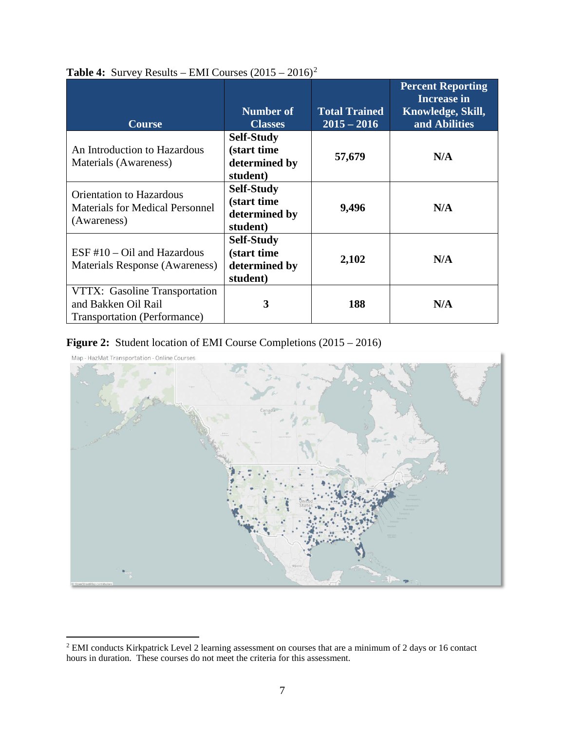**Table 4:** Survey Results – EMI Courses (2015 – 2016)[2]

| Course | Number of Classes | Total Trained 2015 – 2016 | Percent Reporting Increase in Knowledge, Skill, and Abilities |
|---|---|---|---|
| An Introduction to Hazardous Materials (Awareness) | **Self-Study (start time determined by student)** | **57,679** | **N/A** |
| Orientation to Hazardous Materials for Medical Personnel (Awareness) | **Self-Study (start time determined by student)** | **9,496** | **N/A** |
| ESF #10 – Oil and Hazardous Materials Response (Awareness) | **Self-Study (start time determined by student)** | **2,102** | **N/A** |
| VTTX: Gasoline Transportation and Bakken Oil Rail Transportation (Performance) | **3** | **188** | **N/A** |

**Figure 2:** Student location of EMI Course Completions (2015 – 2016)

[2] EMI conducts Kirkpatrick Level 2 learning assessment on courses that are a minimum of 2 days or 16 contact hours in duration. These courses do not meet the criteria for this assessment.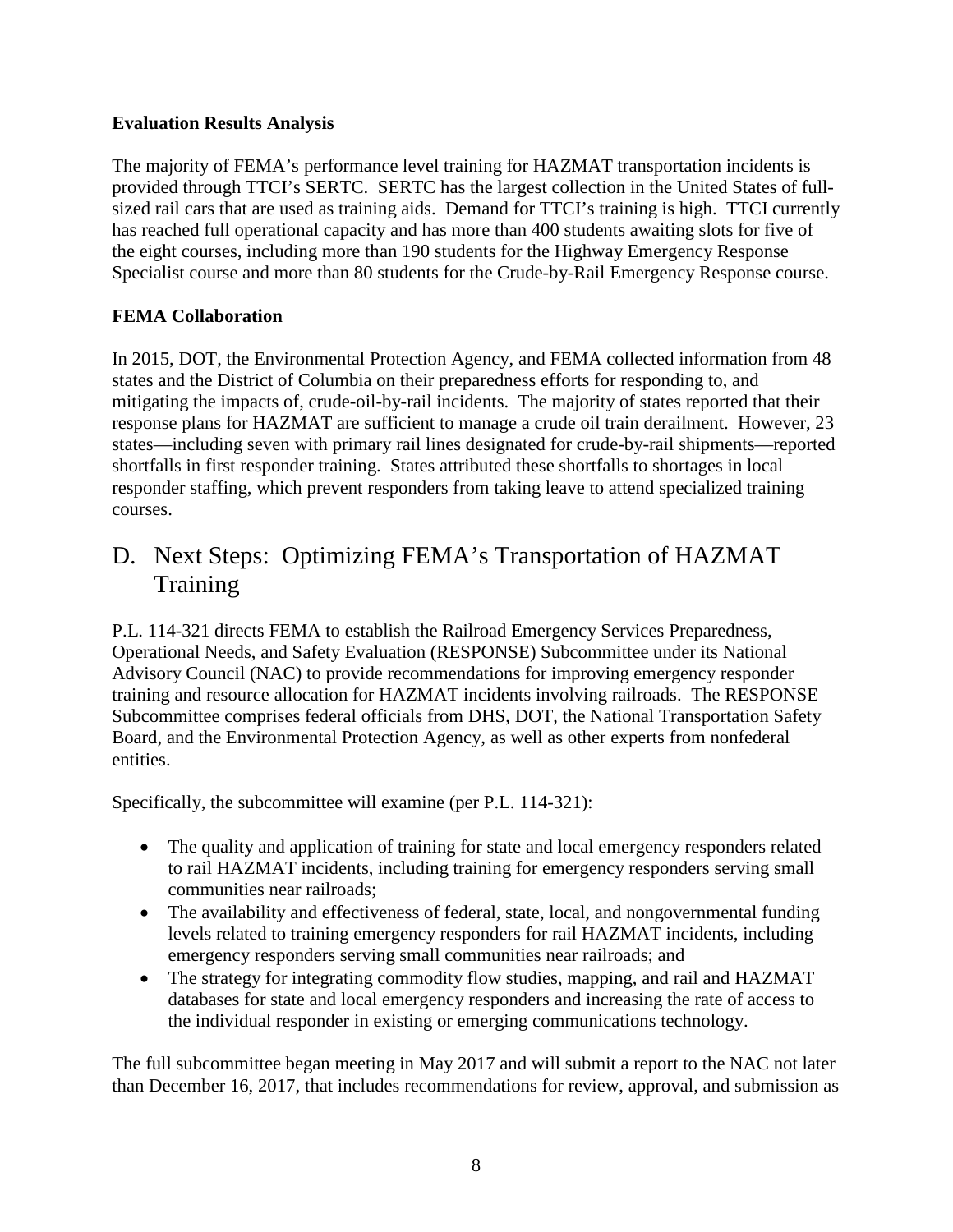**Evaluation Results Analysis**

The majority of FEMA's performance level training for HAZMAT transportation incidents is provided through TTCI's SERTC. SERTC has the largest collection in the United States of full-sized rail cars that are used as training aids. Demand for TTCI's training is high. TTCI currently has reached full operational capacity and has more than 400 students awaiting slots for five of the eight courses, including more than 190 students for the Highway Emergency Response Specialist course and more than 80 students for the Crude-by-Rail Emergency Response course.

**FEMA Collaboration**

In 2015, DOT, the Environmental Protection Agency, and FEMA collected information from 48 states and the District of Columbia on their preparedness efforts for responding to, and mitigating the impacts of, crude-oil-by-rail incidents. The majority of states reported that their response plans for HAZMAT are sufficient to manage a crude oil train derailment. However, 23 states—including seven with primary rail lines designated for crude-by-rail shipments—reported shortfalls in first responder training. States attributed these shortfalls to shortages in local responder staffing, which prevent responders from taking leave to attend specialized training courses.

## D. Next Steps: Optimizing FEMA's Transportation of HAZMAT Training

P.L. 114-321 directs FEMA to establish the Railroad Emergency Services Preparedness, Operational Needs, and Safety Evaluation (RESPONSE) Subcommittee under its National Advisory Council (NAC) to provide recommendations for improving emergency responder training and resource allocation for HAZMAT incidents involving railroads. The RESPONSE Subcommittee comprises federal officials from DHS, DOT, the National Transportation Safety Board, and the Environmental Protection Agency, as well as other experts from nonfederal entities.

Specifically, the subcommittee will examine (per P.L. 114-321):

- The quality and application of training for state and local emergency responders related to rail HAZMAT incidents, including training for emergency responders serving small communities near railroads;
- The availability and effectiveness of federal, state, local, and nongovernmental funding levels related to training emergency responders for rail HAZMAT incidents, including emergency responders serving small communities near railroads; and
- The strategy for integrating commodity flow studies, mapping, and rail and HAZMAT databases for state and local emergency responders and increasing the rate of access to the individual responder in existing or emerging communications technology.

The full subcommittee began meeting in May 2017 and will submit a report to the NAC not later than December 16, 2017, that includes recommendations for review, approval, and submission as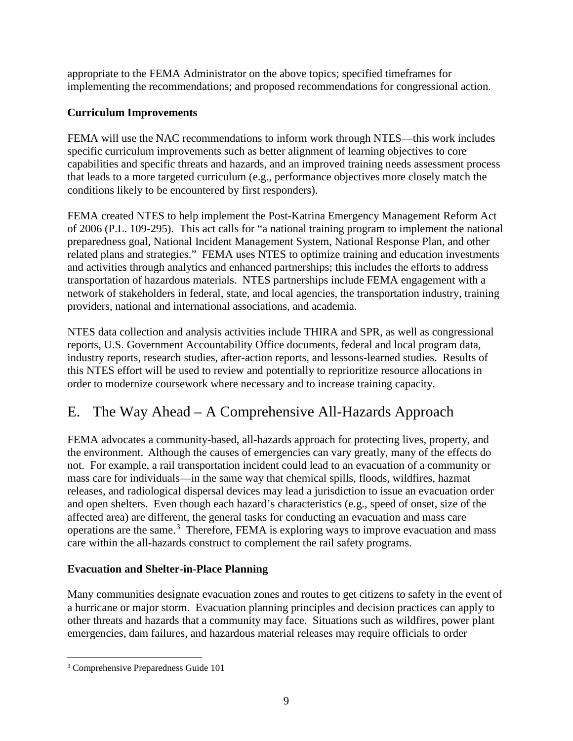appropriate to the FEMA Administrator on the above topics; specified timeframes for implementing the recommendations; and proposed recommendations for congressional action.

**Curriculum Improvements**

FEMA will use the NAC recommendations to inform work through NTES—this work includes specific curriculum improvements such as better alignment of learning objectives to core capabilities and specific threats and hazards, and an improved training needs assessment process that leads to a more targeted curriculum (e.g., performance objectives more closely match the conditions likely to be encountered by first responders).

FEMA created NTES to help implement the Post-Katrina Emergency Management Reform Act of 2006 (P.L. 109-295). This act calls for "a national training program to implement the national preparedness goal, National Incident Management System, National Response Plan, and other related plans and strategies." FEMA uses NTES to optimize training and education investments and activities through analytics and enhanced partnerships; this includes the efforts to address transportation of hazardous materials. NTES partnerships include FEMA engagement with a network of stakeholders in federal, state, and local agencies, the transportation industry, training providers, national and international associations, and academia.

NTES data collection and analysis activities include THIRA and SPR, as well as congressional reports, U.S. Government Accountability Office documents, federal and local program data, industry reports, research studies, after-action reports, and lessons-learned studies. Results of this NTES effort will be used to review and potentially to reprioritize resource allocations in order to modernize coursework where necessary and to increase training capacity.

## E. The Way Ahead – A Comprehensive All-Hazards Approach

FEMA advocates a community-based, all-hazards approach for protecting lives, property, and the environment. Although the causes of emergencies can vary greatly, many of the effects do not. For example, a rail transportation incident could lead to an evacuation of a community or mass care for individuals—in the same way that chemical spills, floods, wildfires, hazmat releases, and radiological dispersal devices may lead a jurisdiction to issue an evacuation order and open shelters. Even though each hazard's characteristics (e.g., speed of onset, size of the affected area) are different, the general tasks for conducting an evacuation and mass care operations are the same.[3] Therefore, FEMA is exploring ways to improve evacuation and mass care within the all-hazards construct to complement the rail safety programs.

**Evacuation and Shelter-in-Place Planning**

Many communities designate evacuation zones and routes to get citizens to safety in the event of a hurricane or major storm. Evacuation planning principles and decision practices can apply to other threats and hazards that a community may face. Situations such as wildfires, power plant emergencies, dam failures, and hazardous material releases may require officials to order

[3] Comprehensive Preparedness Guide 101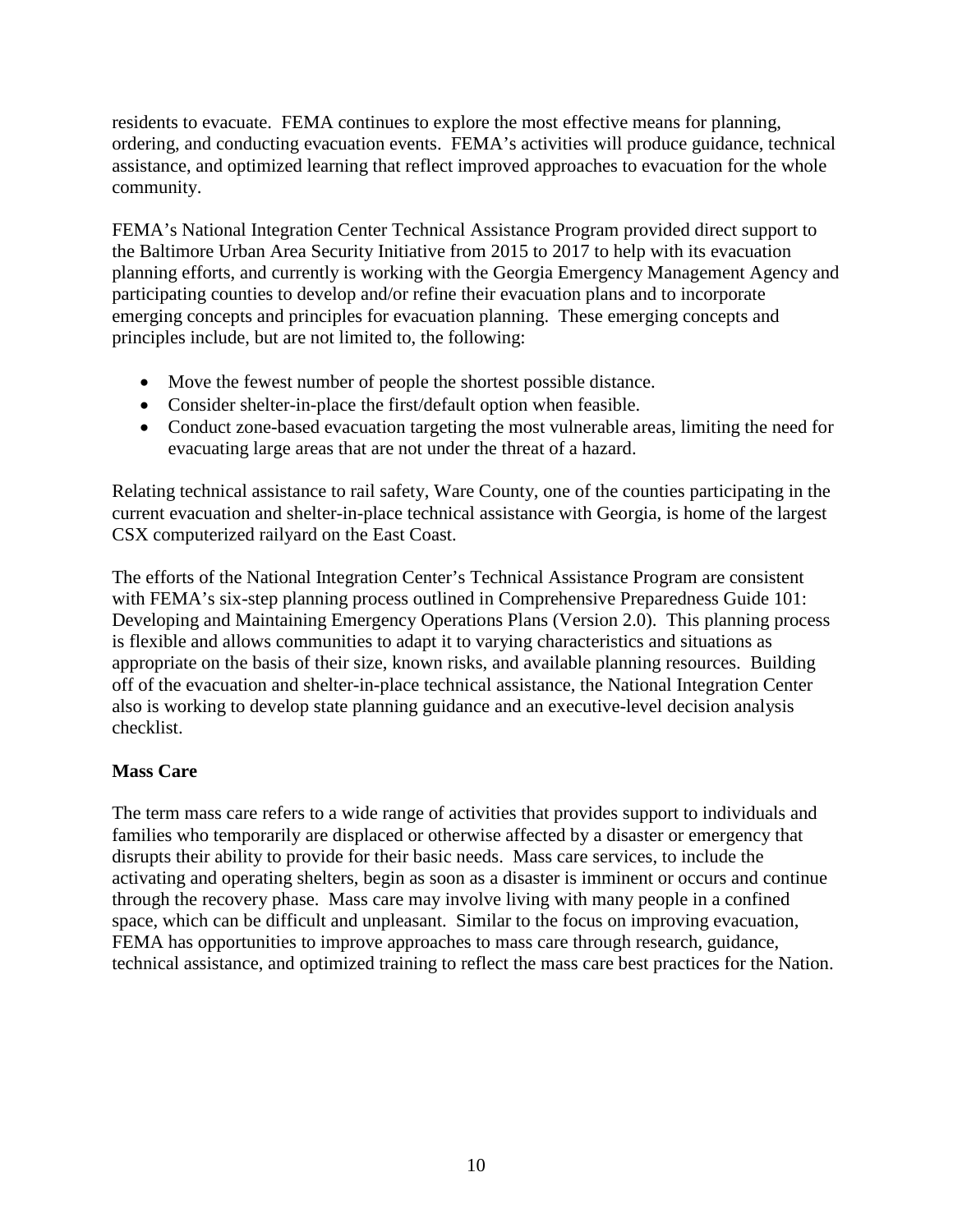residents to evacuate. FEMA continues to explore the most effective means for planning, ordering, and conducting evacuation events. FEMA's activities will produce guidance, technical assistance, and optimized learning that reflect improved approaches to evacuation for the whole community.

FEMA's National Integration Center Technical Assistance Program provided direct support to the Baltimore Urban Area Security Initiative from 2015 to 2017 to help with its evacuation planning efforts, and currently is working with the Georgia Emergency Management Agency and participating counties to develop and/or refine their evacuation plans and to incorporate emerging concepts and principles for evacuation planning. These emerging concepts and principles include, but are not limited to, the following:

- Move the fewest number of people the shortest possible distance.
- Consider shelter-in-place the first/default option when feasible.
- Conduct zone-based evacuation targeting the most vulnerable areas, limiting the need for evacuating large areas that are not under the threat of a hazard.

Relating technical assistance to rail safety, Ware County, one of the counties participating in the current evacuation and shelter-in-place technical assistance with Georgia, is home of the largest CSX computerized railyard on the East Coast.

The efforts of the National Integration Center's Technical Assistance Program are consistent with FEMA's six-step planning process outlined in Comprehensive Preparedness Guide 101: Developing and Maintaining Emergency Operations Plans (Version 2.0). This planning process is flexible and allows communities to adapt it to varying characteristics and situations as appropriate on the basis of their size, known risks, and available planning resources. Building off of the evacuation and shelter-in-place technical assistance, the National Integration Center also is working to develop state planning guidance and an executive-level decision analysis checklist.

**Mass Care**

The term mass care refers to a wide range of activities that provides support to individuals and families who temporarily are displaced or otherwise affected by a disaster or emergency that disrupts their ability to provide for their basic needs. Mass care services, to include the activating and operating shelters, begin as soon as a disaster is imminent or occurs and continue through the recovery phase. Mass care may involve living with many people in a confined space, which can be difficult and unpleasant. Similar to the focus on improving evacuation, FEMA has opportunities to improve approaches to mass care through research, guidance, technical assistance, and optimized training to reflect the mass care best practices for the Nation.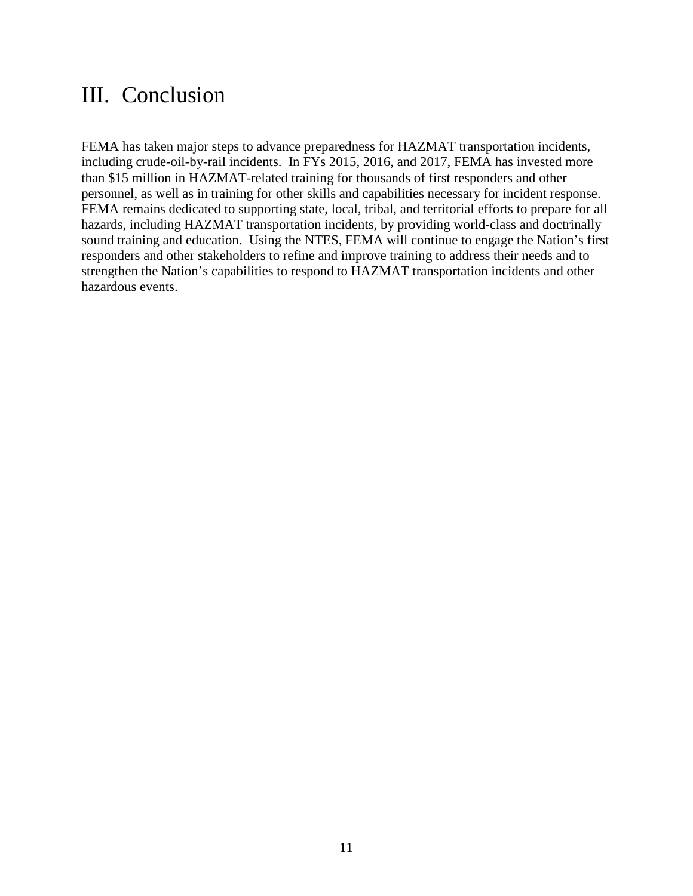# III. Conclusion

FEMA has taken major steps to advance preparedness for HAZMAT transportation incidents, including crude-oil-by-rail incidents. In FYs 2015, 2016, and 2017, FEMA has invested more than $15 million in HAZMAT-related training for thousands of first responders and other personnel, as well as in training for other skills and capabilities necessary for incident response. FEMA remains dedicated to supporting state, local, tribal, and territorial efforts to prepare for all hazards, including HAZMAT transportation incidents, by providing world-class and doctrinally sound training and education. Using the NTES, FEMA will continue to engage the Nation's first responders and other stakeholders to refine and improve training to address their needs and to strengthen the Nation's capabilities to respond to HAZMAT transportation incidents and other hazardous events.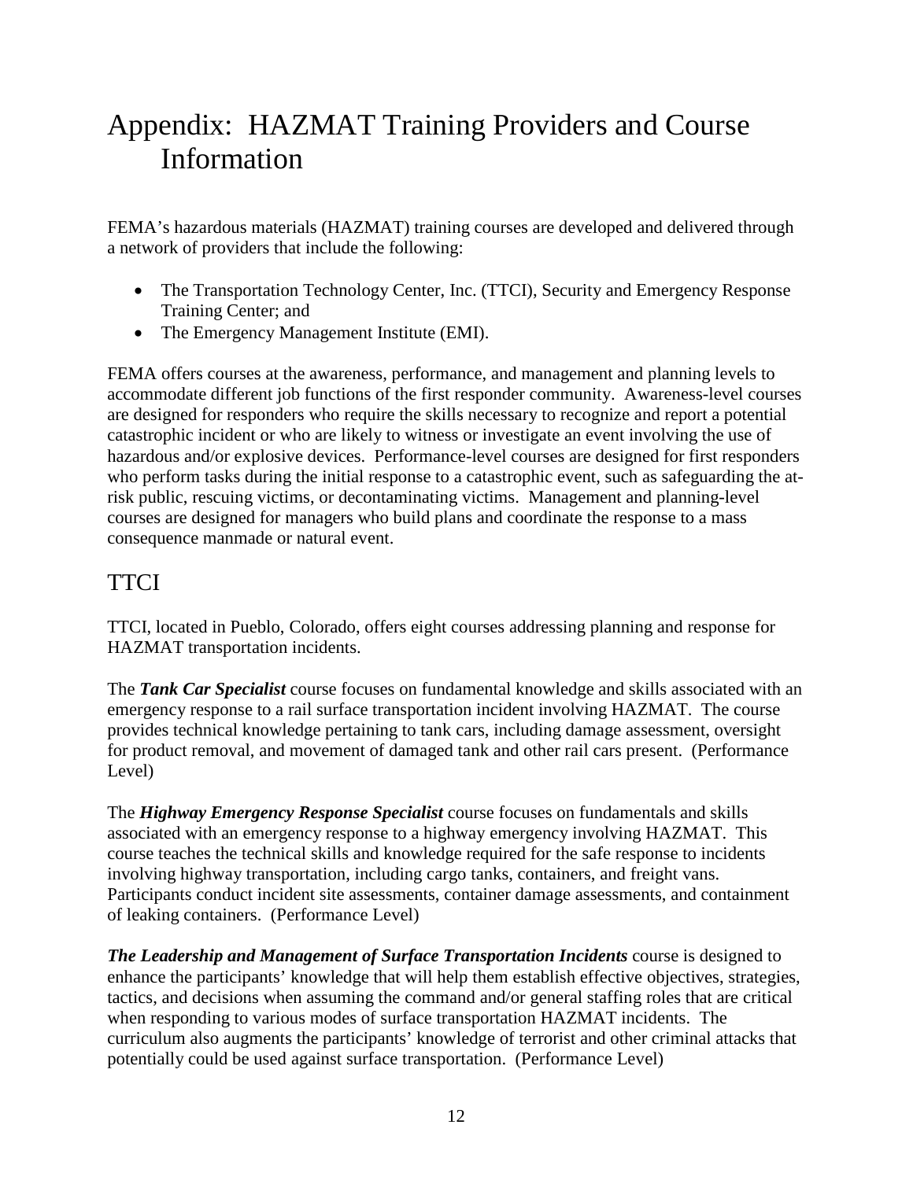# Appendix: HAZMAT Training Providers and Course Information

FEMA's hazardous materials (HAZMAT) training courses are developed and delivered through a network of providers that include the following:

- The Transportation Technology Center, Inc. (TTCI), Security and Emergency Response Training Center; and
- The Emergency Management Institute (EMI).

FEMA offers courses at the awareness, performance, and management and planning levels to accommodate different job functions of the first responder community. Awareness-level courses are designed for responders who require the skills necessary to recognize and report a potential catastrophic incident or who are likely to witness or investigate an event involving the use of hazardous and/or explosive devices. Performance-level courses are designed for first responders who perform tasks during the initial response to a catastrophic event, such as safeguarding the at-risk public, rescuing victims, or decontaminating victims. Management and planning-level courses are designed for managers who build plans and coordinate the response to a mass consequence manmade or natural event.

## TTCI

TTCI, located in Pueblo, Colorado, offers eight courses addressing planning and response for HAZMAT transportation incidents.

The ***Tank Car Specialist*** course focuses on fundamental knowledge and skills associated with an emergency response to a rail surface transportation incident involving HAZMAT. The course provides technical knowledge pertaining to tank cars, including damage assessment, oversight for product removal, and movement of damaged tank and other rail cars present. (Performance Level)

The ***Highway Emergency Response Specialist*** course focuses on fundamentals and skills associated with an emergency response to a highway emergency involving HAZMAT. This course teaches the technical skills and knowledge required for the safe response to incidents involving highway transportation, including cargo tanks, containers, and freight vans. Participants conduct incident site assessments, container damage assessments, and containment of leaking containers. (Performance Level)

***The Leadership and Management of Surface Transportation Incidents*** course is designed to enhance the participants' knowledge that will help them establish effective objectives, strategies, tactics, and decisions when assuming the command and/or general staffing roles that are critical when responding to various modes of surface transportation HAZMAT incidents. The curriculum also augments the participants' knowledge of terrorist and other criminal attacks that potentially could be used against surface transportation. (Performance Level)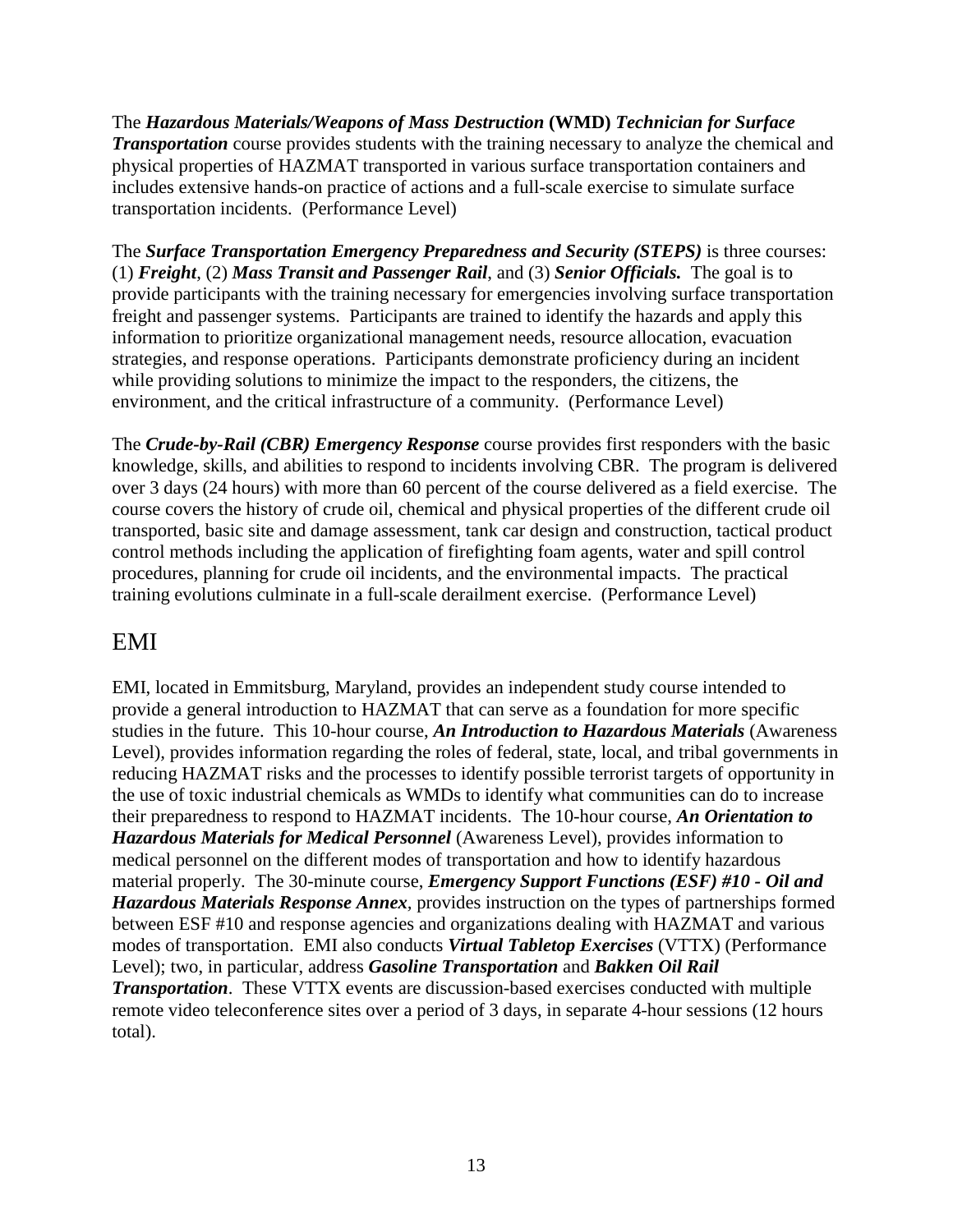The ***Hazardous Materials/Weapons of Mass Destruction* (WMD) *Technician for Surface Transportation*** course provides students with the training necessary to analyze the chemical and physical properties of HAZMAT transported in various surface transportation containers and includes extensive hands-on practice of actions and a full-scale exercise to simulate surface transportation incidents. (Performance Level)

The ***Surface Transportation Emergency Preparedness and Security (STEPS)*** is three courses: (1) ***Freight***, (2) ***Mass Transit and Passenger Rail***, and (3) ***Senior Officials.*** The goal is to provide participants with the training necessary for emergencies involving surface transportation freight and passenger systems. Participants are trained to identify the hazards and apply this information to prioritize organizational management needs, resource allocation, evacuation strategies, and response operations. Participants demonstrate proficiency during an incident while providing solutions to minimize the impact to the responders, the citizens, the environment, and the critical infrastructure of a community. (Performance Level)

The ***Crude-by-Rail (CBR) Emergency Response*** course provides first responders with the basic knowledge, skills, and abilities to respond to incidents involving CBR. The program is delivered over 3 days (24 hours) with more than 60 percent of the course delivered as a field exercise. The course covers the history of crude oil, chemical and physical properties of the different crude oil transported, basic site and damage assessment, tank car design and construction, tactical product control methods including the application of firefighting foam agents, water and spill control procedures, planning for crude oil incidents, and the environmental impacts. The practical training evolutions culminate in a full-scale derailment exercise. (Performance Level)

## EMI

EMI, located in Emmitsburg, Maryland, provides an independent study course intended to provide a general introduction to HAZMAT that can serve as a foundation for more specific studies in the future. This 10-hour course, ***An Introduction to Hazardous Materials*** (Awareness Level), provides information regarding the roles of federal, state, local, and tribal governments in reducing HAZMAT risks and the processes to identify possible terrorist targets of opportunity in the use of toxic industrial chemicals as WMDs to identify what communities can do to increase their preparedness to respond to HAZMAT incidents. The 10-hour course, ***An Orientation to Hazardous Materials for Medical Personnel*** (Awareness Level), provides information to medical personnel on the different modes of transportation and how to identify hazardous material properly. The 30-minute course, ***Emergency Support Functions (ESF) #10 - Oil and Hazardous Materials Response Annex***, provides instruction on the types of partnerships formed between ESF #10 and response agencies and organizations dealing with HAZMAT and various modes of transportation. EMI also conducts ***Virtual Tabletop Exercises*** (VTTX) (Performance Level); two, in particular, address ***Gasoline Transportation*** and ***Bakken Oil Rail Transportation***. These VTTX events are discussion-based exercises conducted with multiple remote video teleconference sites over a period of 3 days, in separate 4-hour sessions (12 hours total).